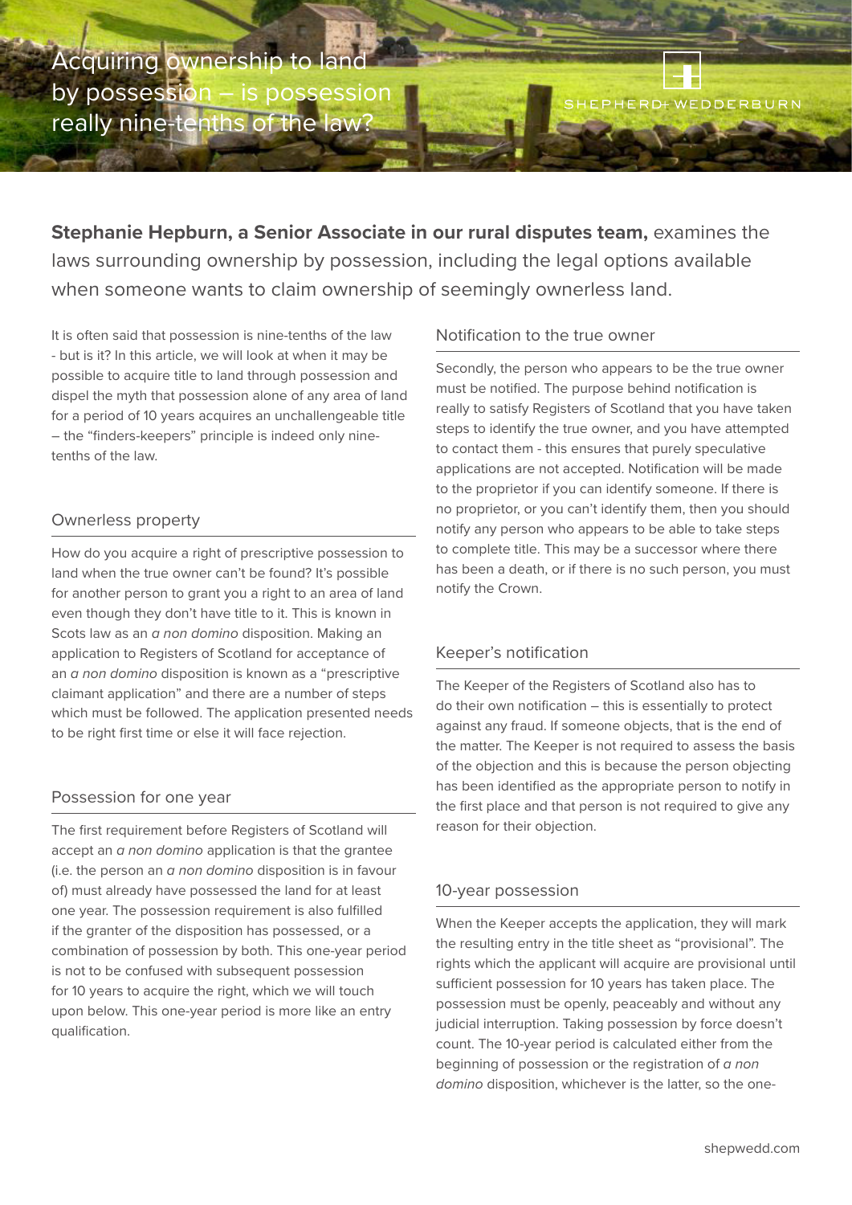# Acquiring ownership to land by possession – is possession really nine-tenths of the law?

**Stephanie Hepburn, a Senior Associate in our rural disputes team,** examines the laws surrounding ownership by possession, including the legal options available when someone wants to claim ownership of seemingly ownerless land.

It is often said that possession is nine-tenths of the law - but is it? In this article, we will look at when it may be possible to acquire title to land through possession and dispel the myth that possession alone of any area of land for a period of 10 years acquires an unchallengeable title – the "finders-keepers" principle is indeed only nine-tenths of the law.

## Ownerless property

How do you acquire a right of prescriptive possession to land when the true owner can't be found? It's possible for another person to grant you a right to an area of land even though they don't have title to it. This is known in Scots law as an *a non domino* disposition. Making an application to Registers of Scotland for acceptance of an *a non domino* disposition is known as a "prescriptive claimant application" and there are a number of steps which must be followed. The application presented needs to be right first time or else it will face rejection.

## Possession for one year

The first requirement before Registers of Scotland will accept an *a non domino* application is that the grantee (i.e. the person an *a non domino* disposition is in favour of) must already have possessed the land for at least one year. The possession requirement is also fulfilled if the granter of the disposition has possessed, or a combination of possession by both. This one-year period is not to be confused with subsequent possession for 10 years to acquire the right, which we will touch upon below. This one-year period is more like an entry qualification.

## Notification to the true owner

Secondly, the person who appears to be the true owner must be notified. The purpose behind notification is really to satisfy Registers of Scotland that you have taken steps to identify the true owner, and you have attempted to contact them - this ensures that purely speculative applications are not accepted. Notification will be made to the proprietor if you can identify someone. If there is no proprietor, or you can't identify them, then you should notify any person who appears to be able to take steps to complete title. This may be a successor where there has been a death, or if there is no such person, you must notify the Crown.

## Keeper's notification

The Keeper of the Registers of Scotland also has to do their own notification – this is essentially to protect against any fraud. If someone objects, that is the end of the matter. The Keeper is not required to assess the basis of the objection and this is because the person objecting has been identified as the appropriate person to notify in the first place and that person is not required to give any reason for their objection.

## 10-year possession

When the Keeper accepts the application, they will mark the resulting entry in the title sheet as "provisional". The rights which the applicant will acquire are provisional until sufficient possession for 10 years has taken place. The possession must be openly, peaceably and without any judicial interruption. Taking possession by force doesn't count. The 10-year period is calculated either from the beginning of possession or the registration of *a non domino* disposition, whichever is the latter, so the one-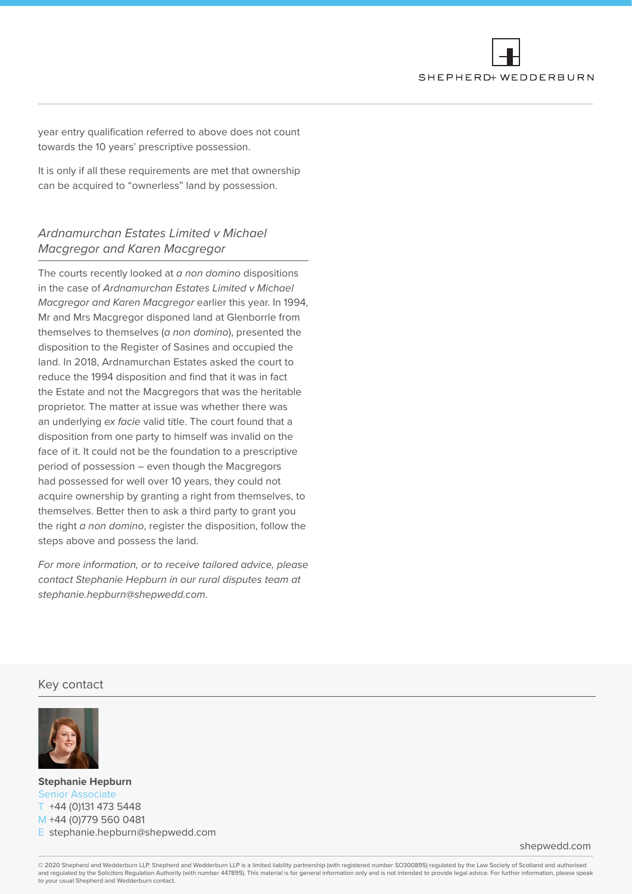year entry qualification referred to above does not count towards the 10 years' prescriptive possession.

It is only if all these requirements are met that ownership can be acquired to "ownerless" land by possession.

## *Ardnamurchan Estates Limited v Michael Macgregor and Karen Macgregor*

The courts recently looked at *a non domino* dispositions in the case of *Ardnamurchan Estates Limited v Michael Macgregor and Karen Macgregor* earlier this year. In 1994, Mr and Mrs Macgregor disponed land at Glenborrle from themselves to themselves (*a non domino*), presented the disposition to the Register of Sasines and occupied the land. In 2018, Ardnamurchan Estates asked the court to reduce the 1994 disposition and find that it was in fact the Estate and not the Macgregors that was the heritable proprietor. The matter at issue was whether there was an underlying *ex facie* valid title. The court found that a disposition from one party to himself was invalid on the face of it. It could not be the foundation to a prescriptive period of possession – even though the Macgregors had possessed for well over 10 years, they could not acquire ownership by granting a right from themselves, to themselves. Better then to ask a third party to grant you the right *a non domino*, register the disposition, follow the steps above and possess the land.

*For more information, or to receive tailored advice, please contact Stephanie Hepburn in our rural disputes team at stephanie.hepburn@shepwedd.com.*

## Key contact

**Stephanie Hepburn**
Senior Associate
T +44 (0)131 473 5448
M +44 (0)779 560 0481
E stephanie.hepburn@shepwedd.com

shepwedd.com

© 2020 Shepherd and Wedderburn LLP. Shepherd and Wedderburn LLP is a limited liability partnership (with registered number SO300895) regulated by the Law Society of Scotland and authorised and regulated by the Solicitors Regulation Authority (with number 447895). This material is for general information only and is not intended to provide legal advice. For further information, please speak to your usual Shepherd and Wedderburn contact.